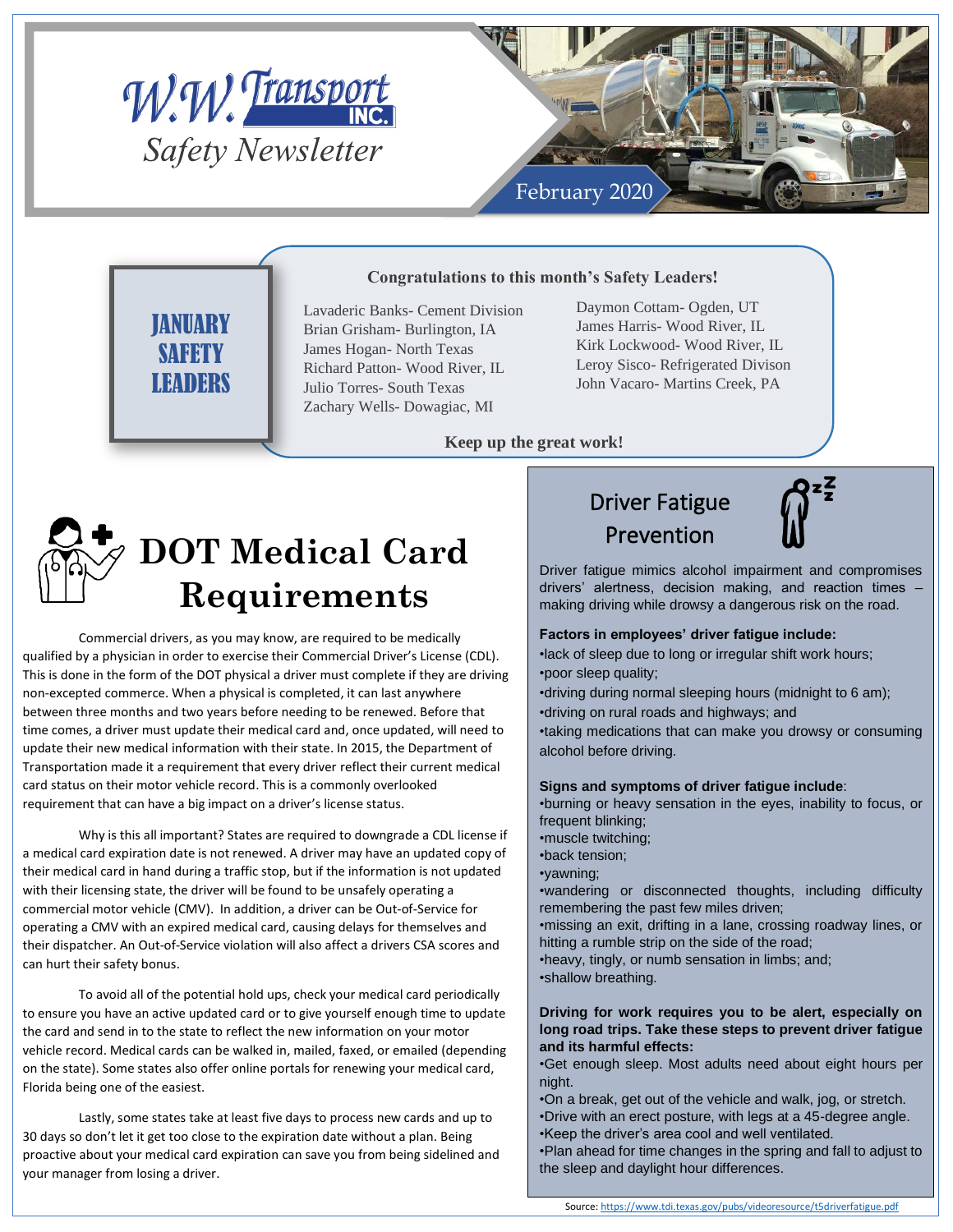# W.W. Transport INC.

*Safety Newsletter*

February 2020

## JANUARY SAFETY LEADERS

**Congratulations to this month's Safety Leaders!**

Lavaderic Banks- Cement Division
Brian Grisham- Burlington, IA
James Hogan- North Texas
Richard Patton- Wood River, IL
Julio Torres- South Texas
Zachary Wells- Dowagiac, MI
Daymon Cottam- Ogden, UT
James Harris- Wood River, IL
Kirk Lockwood- Wood River, IL
Leroy Sisco- Refrigerated Divison
John Vacaro- Martins Creek, PA

**Keep up the great work!**

# DOT Medical Card Requirements

Commercial drivers, as you may know, are required to be medically qualified by a physician in order to exercise their Commercial Driver's License (CDL). This is done in the form of the DOT physical a driver must complete if they are driving non-excepted commerce. When a physical is completed, it can last anywhere between three months and two years before needing to be renewed. Before that time comes, a driver must update their medical card and, once updated, will need to update their new medical information with their state. In 2015, the Department of Transportation made it a requirement that every driver reflect their current medical card status on their motor vehicle record. This is a commonly overlooked requirement that can have a big impact on a driver's license status.

Why is this all important? States are required to downgrade a CDL license if a medical card expiration date is not renewed. A driver may have an updated copy of their medical card in hand during a traffic stop, but if the information is not updated with their licensing state, the driver will be found to be unsafely operating a commercial motor vehicle (CMV). In addition, a driver can be Out-of-Service for operating a CMV with an expired medical card, causing delays for themselves and their dispatcher. An Out-of-Service violation will also affect a drivers CSA scores and can hurt their safety bonus.

To avoid all of the potential hold ups, check your medical card periodically to ensure you have an active updated card or to give yourself enough time to update the card and send in to the state to reflect the new information on your motor vehicle record. Medical cards can be walked in, mailed, faxed, or emailed (depending on the state). Some states also offer online portals for renewing your medical card, Florida being one of the easiest.

Lastly, some states take at least five days to process new cards and up to 30 days so don't let it get too close to the expiration date without a plan. Being proactive about your medical card expiration can save you from being sidelined and your manager from losing a driver.

## Driver Fatigue Prevention

Driver fatigue mimics alcohol impairment and compromises drivers' alertness, decision making, and reaction times – making driving while drowsy a dangerous risk on the road.

**Factors in employees' driver fatigue include:**

- lack of sleep due to long or irregular shift work hours;
- poor sleep quality;
- driving during normal sleeping hours (midnight to 6 am);
- driving on rural roads and highways; and
- taking medications that can make you drowsy or consuming alcohol before driving.

**Signs and symptoms of driver fatigue include**:

- burning or heavy sensation in the eyes, inability to focus, or frequent blinking;
- muscle twitching;
- back tension;
- yawning;
- wandering or disconnected thoughts, including difficulty remembering the past few miles driven;
- missing an exit, drifting in a lane, crossing roadway lines, or hitting a rumble strip on the side of the road;
- heavy, tingly, or numb sensation in limbs; and;
- shallow breathing.

**Driving for work requires you to be alert, especially on long road trips. Take these steps to prevent driver fatigue and its harmful effects:**

- Get enough sleep. Most adults need about eight hours per night.
- On a break, get out of the vehicle and walk, jog, or stretch.
- Drive with an erect posture, with legs at a 45-degree angle.
- Keep the driver's area cool and well ventilated.
- Plan ahead for time changes in the spring and fall to adjust to the sleep and daylight hour differences.

Source: https://www.tdi.texas.gov/pubs/videoresource/t5driverfatigue.pdf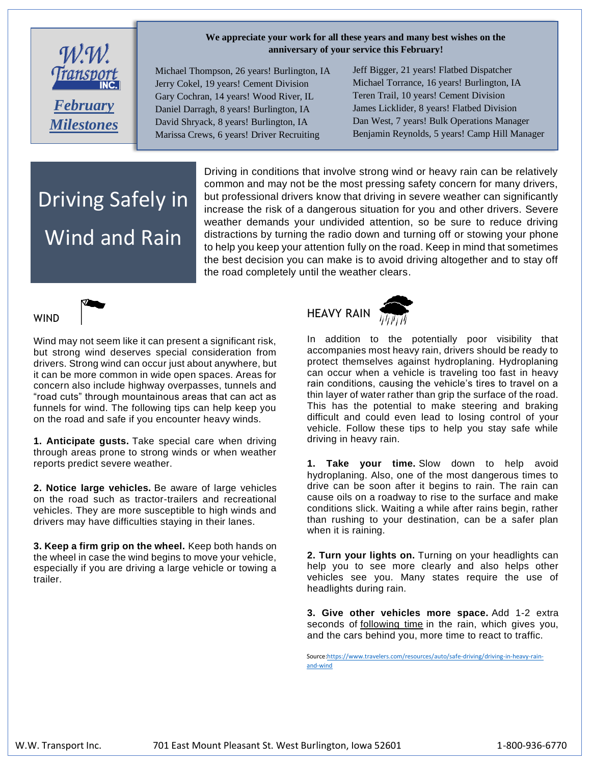# W.W. Transport INC.

## *February Milestones*

**We appreciate your work for all these years and many best wishes on the anniversary of your service this February!**

Michael Thompson, 26 years! Burlington, IA
Jerry Cokel, 19 years! Cement Division
Gary Cochran, 14 years! Wood River, IL
Daniel Darragh, 8 years! Burlington, IA
David Shryack, 8 years! Burlington, IA
Marissa Crews, 6 years! Driver Recruiting
Jeff Bigger, 21 years! Flatbed Dispatcher
Michael Torrance, 16 years! Burlington, IA
Teren Trail, 10 years! Cement Division
James Licklider, 8 years! Flatbed Division
Dan West, 7 years! Bulk Operations Manager
Benjamin Reynolds, 5 years! Camp Hill Manager

# Driving Safely in Wind and Rain

Driving in conditions that involve strong wind or heavy rain can be relatively common and may not be the most pressing safety concern for many drivers, but professional drivers know that driving in severe weather can significantly increase the risk of a dangerous situation for you and other drivers. Severe weather demands your undivided attention, so be sure to reduce driving distractions by turning the radio down and turning off or stowing your phone to help you keep your attention fully on the road. Keep in mind that sometimes the best decision you can make is to avoid driving altogether and to stay off the road completely until the weather clears.

## WIND

Wind may not seem like it can present a significant risk, but strong wind deserves special consideration from drivers. Strong wind can occur just about anywhere, but it can be more common in wide open spaces. Areas for concern also include highway overpasses, tunnels and “road cuts” through mountainous areas that can act as funnels for wind. The following tips can help keep you on the road and safe if you encounter heavy winds.

**1. Anticipate gusts.** Take special care when driving through areas prone to strong winds or when weather reports predict severe weather.

**2. Notice large vehicles.** Be aware of large vehicles on the road such as tractor-trailers and recreational vehicles. They are more susceptible to high winds and drivers may have difficulties staying in their lanes.

**3. Keep a firm grip on the wheel.** Keep both hands on the wheel in case the wind begins to move your vehicle, especially if you are driving a large vehicle or towing a trailer.

## HEAVY RAIN

In addition to the potentially poor visibility that accompanies most heavy rain, drivers should be ready to protect themselves against hydroplaning. Hydroplaning can occur when a vehicle is traveling too fast in heavy rain conditions, causing the vehicle’s tires to travel on a thin layer of water rather than grip the surface of the road. This has the potential to make steering and braking difficult and could even lead to losing control of your vehicle. Follow these tips to help you stay safe while driving in heavy rain.

**1. Take your time.** Slow down to help avoid hydroplaning. Also, one of the most dangerous times to drive can be soon after it begins to rain. The rain can cause oils on a roadway to rise to the surface and make conditions slick. Waiting a while after rains begin, rather than rushing to your destination, can be a safer plan when it is raining.

**2. Turn your lights on.** Turning on your headlights can help you to see more clearly and also helps other vehicles see you. Many states require the use of headlights during rain.

**3. Give other vehicles more space.** Add 1-2 extra seconds of following time in the rain, which gives you, and the cars behind you, more time to react to traffic.

Source:https://www.travelers.com/resources/auto/safe-driving/driving-in-heavy-rain-and-wind

W.W. Transport Inc. 701 East Mount Pleasant St. West Burlington, Iowa 52601 1-800-936-6770